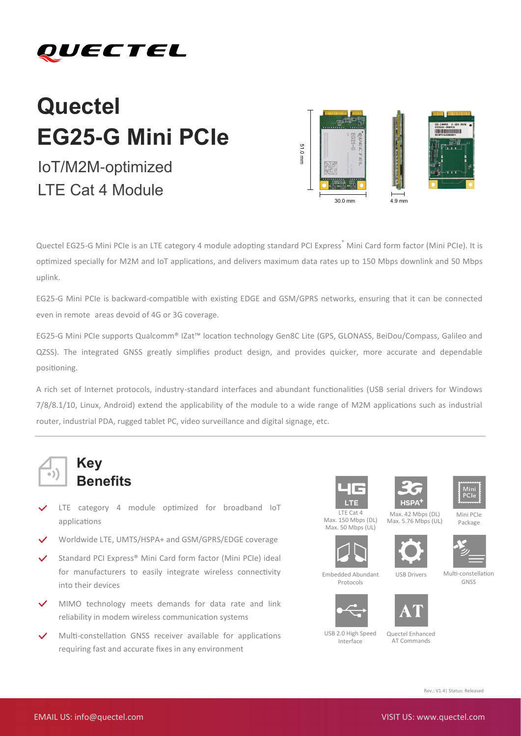# Quectel EG25-G Mini PCIe

IoT/M2M-optimized
LTE Cat 4 Module

51.0 mm

30.0 mm

4.9 mm

Quectel EG25-G Mini PCIe is an LTE category 4 module adopting standard PCI Express® Mini Card form factor (Mini PCIe). It is optimized specially for M2M and IoT applications, and delivers maximum data rates up to 150 Mbps downlink and 50 Mbps uplink.

EG25-G Mini PCIe is backward-compatible with existing EDGE and GSM/GPRS networks, ensuring that it can be connected even in remote areas devoid of 4G or 3G coverage.

EG25-G Mini PCIe supports Qualcomm® IZat™ location technology Gen8C Lite (GPS, GLONASS, BeiDou/Compass, Galileo and QZSS). The integrated GNSS greatly simplifies product design, and provides quicker, more accurate and dependable positioning.

A rich set of Internet protocols, industry-standard interfaces and abundant functionalities (USB serial drivers for Windows 7/8/8.1/10, Linux, Android) extend the applicability of the module to a wide range of M2M applications such as industrial router, industrial PDA, rugged tablet PC, video surveillance and digital signage, etc.

## Key Benefits

- LTE category 4 module optimized for broadband IoT applications
- Worldwide LTE, UMTS/HSPA+ and GSM/GPRS/EDGE coverage
- Standard PCI Express® Mini Card form factor (Mini PCIe) ideal for manufacturers to easily integrate wireless connectivity into their devices
- MIMO technology meets demands for data rate and link reliability in modem wireless communication systems
- Multi-constellation GNSS receiver available for applications requiring fast and accurate fixes in any environment

LTE Cat 4
Max. 150 Mbps (DL)
Max. 50 Mbps (UL)

Max. 42 Mbps (DL)
Max. 5.76 Mbps (UL)

Mini PCIe Package

Embedded Abundant Protocols

USB Drivers

Multi-constellation GNSS

USB 2.0 High Speed Interface

Quectel Enhanced AT Commands

Rev.: V1.4| Status: Released

EMAIL US: info@quectel.com

VISIT US: www.quectel.com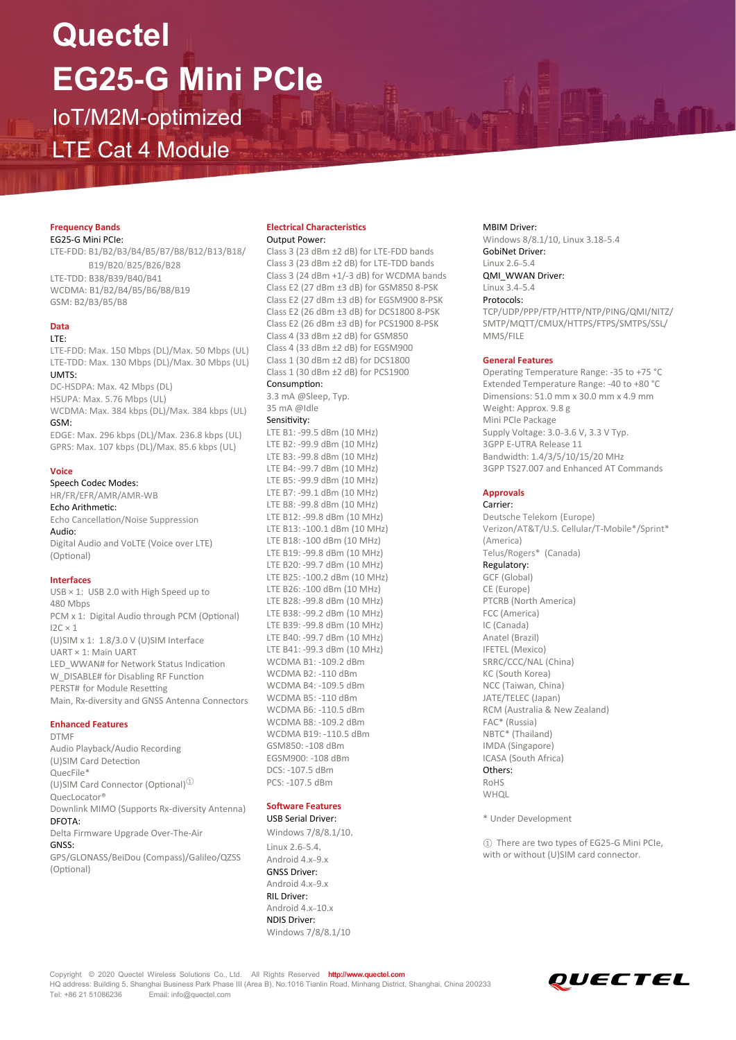# Quectel
# EG25-G Mini PCIe

## IoT/M2M-optimized
## LTE Cat 4 Module

### Frequency Bands

EG25-G Mini PCIe:

LTE-FDD: B1/B2/B3/B4/B5/B7/B8/B12/B13/B18/B19/B20/B25/B26/B28

LTE-TDD: B38/B39/B40/B41

WCDMA: B1/B2/B4/B5/B6/B8/B19

GSM: B2/B3/B5/B8

### Data

LTE:

LTE-FDD: Max. 150 Mbps (DL)/Max. 50 Mbps (UL)

LTE-TDD: Max. 130 Mbps (DL)/Max. 30 Mbps (UL)

UMTS:

DC-HSDPA: Max. 42 Mbps (DL)

HSUPA: Max. 5.76 Mbps (UL)

WCDMA: Max. 384 kbps (DL)/Max. 384 kbps (UL)

GSM:

EDGE: Max. 296 kbps (DL)/Max. 236.8 kbps (UL)

GPRS: Max. 107 kbps (DL)/Max. 85.6 kbps (UL)

### Voice

Speech Codec Modes:

HR/FR/EFR/AMR/AMR-WB

Echo Arithmetic:

Echo Cancellation/Noise Suppression

Audio:

Digital Audio and VoLTE (Voice over LTE) (Optional)

### Interfaces

USB × 1: USB 2.0 with High Speed up to 480 Mbps

PCM x 1: Digital Audio through PCM (Optional)

I2C × 1

(U)SIM x 1: 1.8/3.0 V (U)SIM Interface

UART × 1: Main UART

LED_WWAN# for Network Status Indication

W_DISABLE# for Disabling RF Function

PERST# for Module Resetting

Main, Rx-diversity and GNSS Antenna Connectors

### Enhanced Features

DTMF

Audio Playback/Audio Recording

(U)SIM Card Detection

QuecFile*

(U)SIM Card Connector (Optional)①

QuecLocator®

Downlink MIMO (Supports Rx-diversity Antenna)

DFOTA:

Delta Firmware Upgrade Over-The-Air

GNSS:

GPS/GLONASS/BeiDou (Compass)/Galileo/QZSS (Optional)

### Electrical Characteristics

Output Power:

Class 3 (23 dBm ±2 dB) for LTE-FDD bands

Class 3 (23 dBm ±2 dB) for LTE-TDD bands

Class 3 (24 dBm +1/-3 dB) for WCDMA bands

Class E2 (27 dBm ±3 dB) for GSM850 8-PSK

Class E2 (27 dBm ±3 dB) for EGSM900 8-PSK

Class E2 (26 dBm ±3 dB) for DCS1800 8-PSK

Class E2 (26 dBm ±3 dB) for PCS1900 8-PSK

Class 4 (33 dBm ±2 dB) for GSM850

Class 4 (33 dBm ±2 dB) for EGSM900

Class 1 (30 dBm ±2 dB) for DCS1800

Class 1 (30 dBm ±2 dB) for PCS1900

Consumption:

3.3 mA @Sleep, Typ.

35 mA @Idle

Sensitivity:

LTE B1: -99.5 dBm (10 MHz)

LTE B2: -99.9 dBm (10 MHz)

LTE B3: -99.8 dBm (10 MHz)

LTE B4: -99.7 dBm (10 MHz)

LTE B5: -99.9 dBm (10 MHz)

LTE B7: -99.1 dBm (10 MHz)

LTE B8: -99.8 dBm (10 MHz)

LTE B12: -99.8 dBm (10 MHz)

LTE B13: -100.1 dBm (10 MHz)

LTE B18: -100 dBm (10 MHz)

LTE B19: -99.8 dBm (10 MHz)

LTE B20: -99.7 dBm (10 MHz)

LTE B25: -100.2 dBm (10 MHz)

LTE B26: -100 dBm (10 MHz)

LTE B28: -99.8 dBm (10 MHz)

LTE B38: -99.2 dBm (10 MHz)

LTE B39: -99.8 dBm (10 MHz)

LTE B40: -99.7 dBm (10 MHz)

LTE B41: -99.3 dBm (10 MHz)

WCDMA B1: -109.2 dBm

WCDMA B2: -110 dBm

WCDMA B4: -109.5 dBm

WCDMA B5: -110 dBm

WCDMA B6: -110.5 dBm

WCDMA B8: -109.2 dBm

WCDMA B19: -110.5 dBm

GSM850: -108 dBm

EGSM900: -108 dBm

DCS: -107.5 dBm

PCS: -107.5 dBm

### Software Features

USB Serial Driver:

Windows 7/8/8.1/10,

Linux 2.6–5.4,

Android 4.x–9.x

GNSS Driver:

Android 4.x–9.x

RIL Driver:

Android 4.x–10.x

NDIS Driver:

Windows 7/8/8.1/10

MBIM Driver:

Windows 8/8.1/10, Linux 3.18–5.4

GobiNet Driver:

Linux 2.6–5.4

QMI_WWAN Driver:

Linux 3.4–5.4

Protocols:

TCP/UDP/PPP/FTP/HTTP/NTP/PING/QMI/NITZ/SMTP/MQTT/CMUX/HTTPS/FTPS/SMTPS/SSL/MMS/FILE

### General Features

Operating Temperature Range: -35 to +75 °C

Extended Temperature Range: -40 to +80 °C

Dimensions: 51.0 mm x 30.0 mm x 4.9 mm

Weight: Approx. 9.8 g

Mini PCIe Package

Supply Voltage: 3.0–3.6 V, 3.3 V Typ.

3GPP E-UTRA Release 11

Bandwidth: 1.4/3/5/10/15/20 MHz

3GPP TS27.007 and Enhanced AT Commands

### Approvals

Carrier:

Deutsche Telekom (Europe)

Verizon/AT&T/U.S. Cellular/T-Mobile*/Sprint* (America)

Telus/Rogers* (Canada)

Regulatory:

GCF (Global)

CE (Europe)

PTCRB (North America)

FCC (America)

IC (Canada)

Anatel (Brazil)

IFETEL (Mexico)

SRRC/CCC/NAL (China)

KC (South Korea)

NCC (Taiwan, China)

JATE/TELEC (Japan)

RCM (Australia & New Zealand)

FAC* (Russia)

NBTC* (Thailand)

IMDA (Singapore)

ICASA (South Africa)

Others:

RoHS

WHQL

\* Under Development

① There are two types of EG25-G Mini PCIe, with or without (U)SIM card connector.

Copyright © 2020 Quectel Wireless Solutions Co., Ltd. All Rights Reserved http://www.quectel.com

HQ address: Building 5, Shanghai Business Park Phase III (Area B), No.1016 Tianlin Road, Minhang District, Shanghai, China 200233

Tel: +86 21 51086236 Email: info@quectel.com